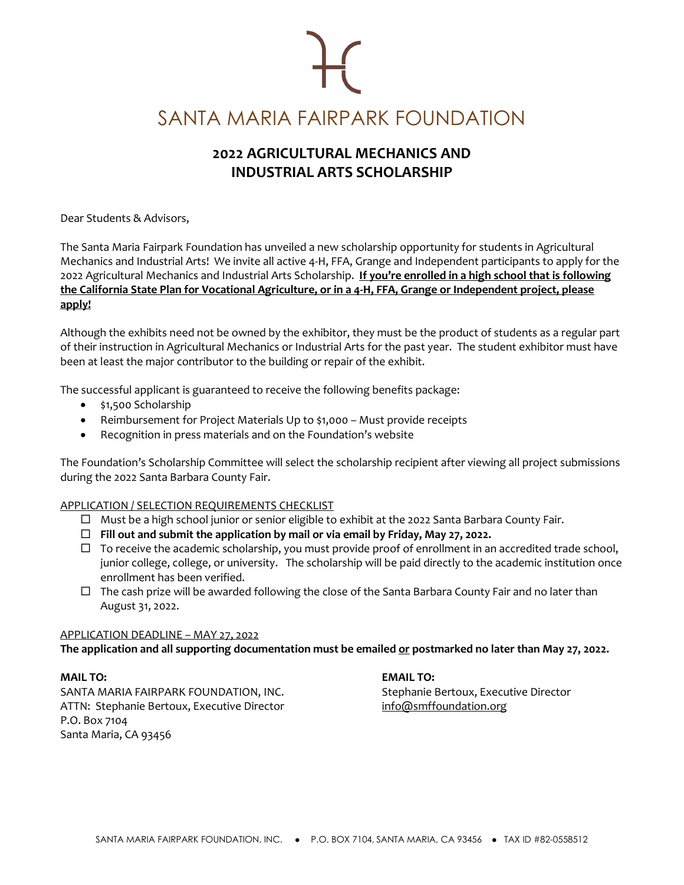# SANTA MARIA FAIRPARK FOUNDATION

## 2022 AGRICULTURAL MECHANICS AND INDUSTRIAL ARTS SCHOLARSHIP

Dear Students & Advisors,

The Santa Maria Fairpark Foundation has unveiled a new scholarship opportunity for students in Agricultural Mechanics and Industrial Arts! We invite all active 4-H, FFA, Grange and Independent participants to apply for the 2022 Agricultural Mechanics and Industrial Arts Scholarship. **If you're enrolled in a high school that is following the California State Plan for Vocational Agriculture, or in a 4-H, FFA, Grange or Independent project, please apply!**

Although the exhibits need not be owned by the exhibitor, they must be the product of students as a regular part of their instruction in Agricultural Mechanics or Industrial Arts for the past year. The student exhibitor must have been at least the major contributor to the building or repair of the exhibit.

The successful applicant is guaranteed to receive the following benefits package:

- $1,500 Scholarship
- Reimbursement for Project Materials Up to $1,000 – Must provide receipts
- Recognition in press materials and on the Foundation's website

The Foundation's Scholarship Committee will select the scholarship recipient after viewing all project submissions during the 2022 Santa Barbara County Fair.

APPLICATION / SELECTION REQUIREMENTS CHECKLIST

- ☐ Must be a high school junior or senior eligible to exhibit at the 2022 Santa Barbara County Fair.
- ☐ **Fill out and submit the application by mail or via email by Friday, May 27, 2022.**
- ☐ To receive the academic scholarship, you must provide proof of enrollment in an accredited trade school, junior college, college, or university. The scholarship will be paid directly to the academic institution once enrollment has been verified.
- ☐ The cash prize will be awarded following the close of the Santa Barbara County Fair and no later than August 31, 2022.

APPLICATION DEADLINE – MAY 27, 2022

**The application and all supporting documentation must be emailed or postmarked no later than May 27, 2022.**

**MAIL TO:**
SANTA MARIA FAIRPARK FOUNDATION, INC.
ATTN: Stephanie Bertoux, Executive Director
P.O. Box 7104
Santa Maria, CA 93456

**EMAIL TO:**
Stephanie Bertoux, Executive Director
info@smffoundation.org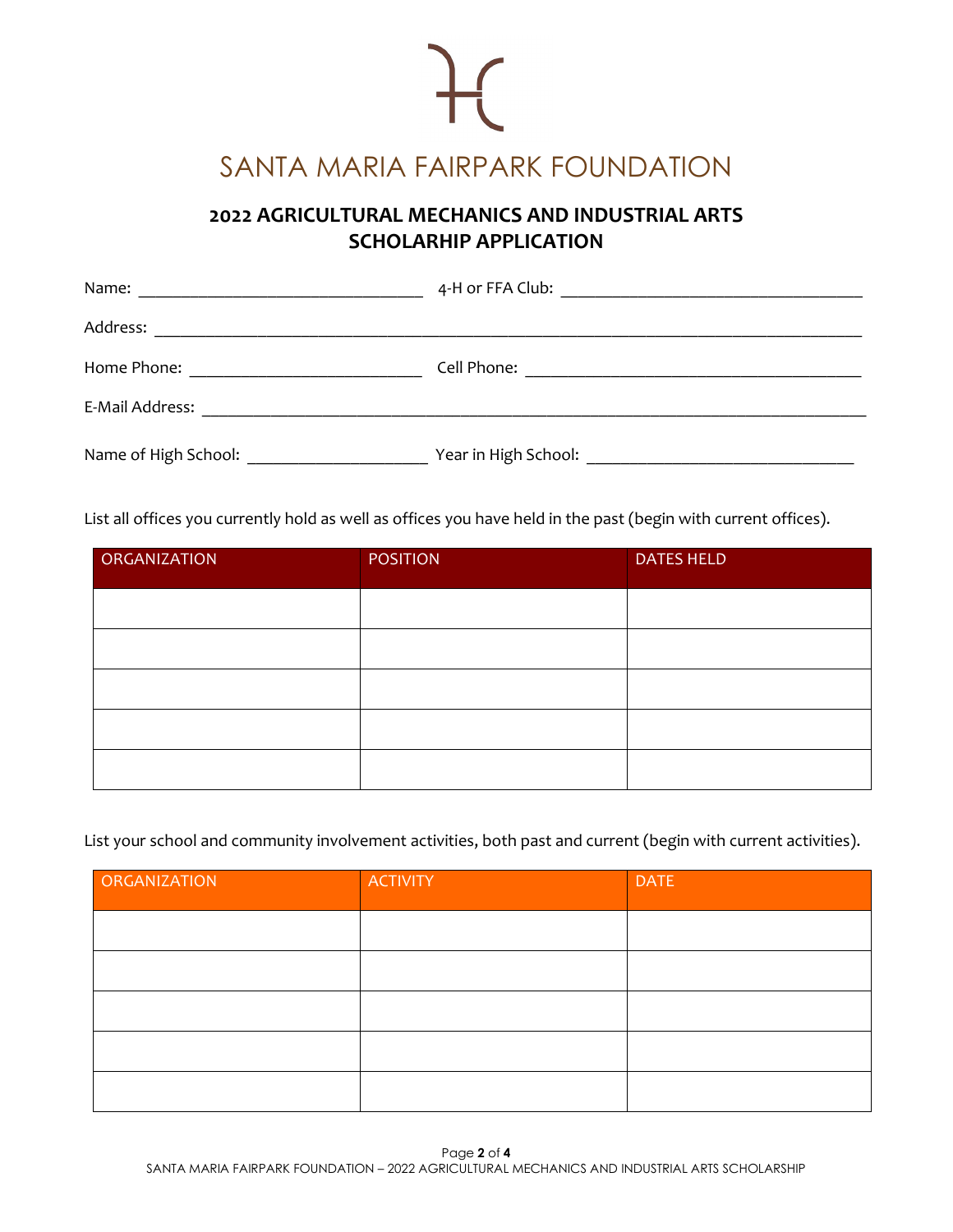# SANTA MARIA FAIRPARK FOUNDATION

## 2022 AGRICULTURAL MECHANICS AND INDUSTRIAL ARTS SCHOLARHIP APPLICATION

Name: ________________________________ 4-H or FFA Club: __________________________________

Address: ________________________________________________________________________________

Home Phone: __________________________ Cell Phone: ______________________________________

E-Mail Address: __________________________________________________________________________

Name of High School: ____________________ Year in High School: ____________________________

List all offices you currently hold as well as offices you have held in the past (begin with current offices).

| ORGANIZATION | POSITION | DATES HELD |
| --- | --- | --- |
| | | |
| | | |
| | | |
| | | |
| | | |

List your school and community involvement activities, both past and current (begin with current activities).

| ORGANIZATION | ACTIVITY | DATE |
| --- | --- | --- |
| | | |
| | | |
| | | |
| | | |
| | | |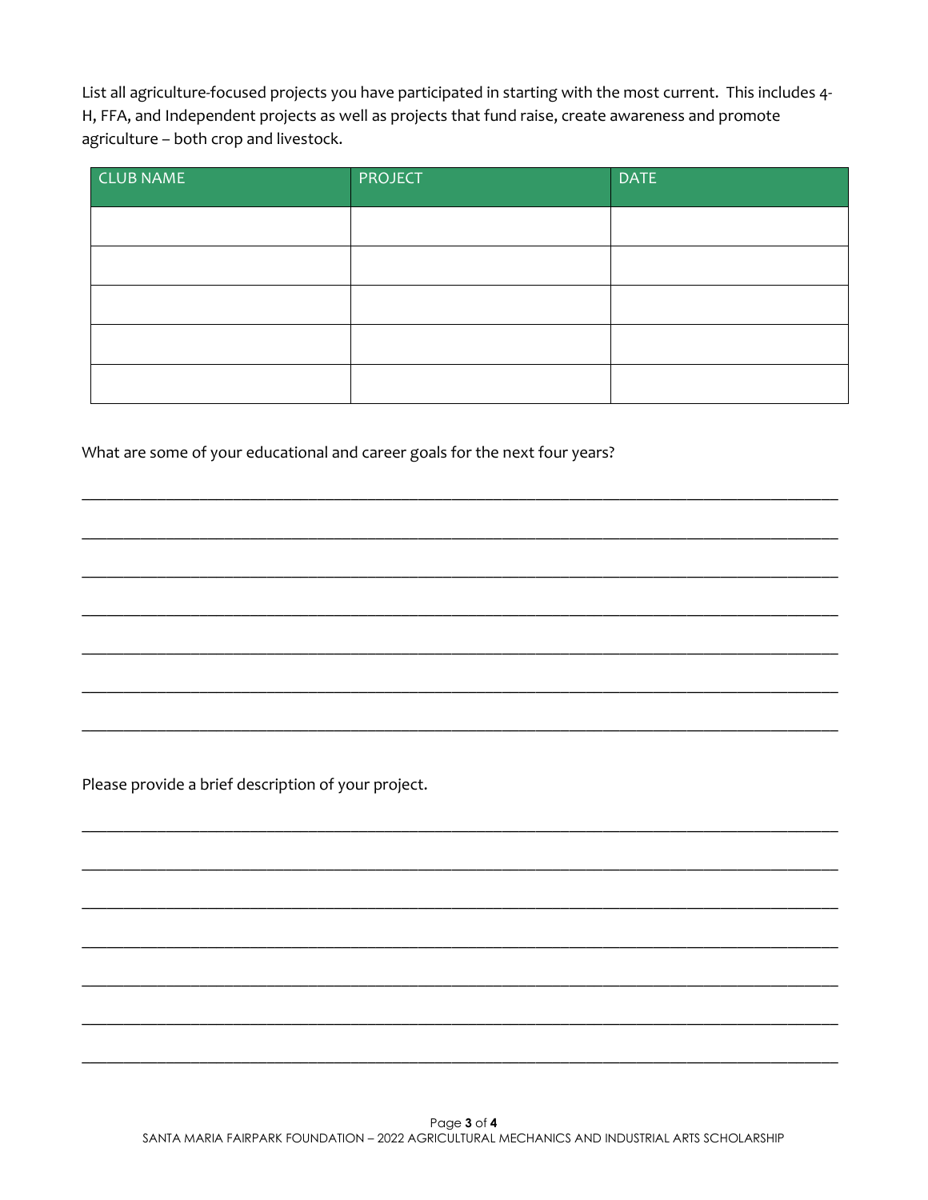List all agriculture-focused projects you have participated in starting with the most current. This includes 4-H, FFA, and Independent projects as well as projects that fund raise, create awareness and promote agriculture – both crop and livestock.

| CLUB NAME | PROJECT | DATE |
| --- | --- | --- |
| | | |
| | | |
| | | |
| | | |
| | | |

What are some of your educational and career goals for the next four years?

\_\_\_\_\_\_\_\_\_\_\_\_\_\_\_\_\_\_\_\_\_\_\_\_\_\_\_\_\_\_\_\_\_\_\_\_\_\_\_\_\_\_\_\_\_\_\_\_\_\_\_\_\_\_\_\_\_\_\_\_\_\_\_\_\_\_\_\_\_\_\_\_\_\_\_\_\_\_

\_\_\_\_\_\_\_\_\_\_\_\_\_\_\_\_\_\_\_\_\_\_\_\_\_\_\_\_\_\_\_\_\_\_\_\_\_\_\_\_\_\_\_\_\_\_\_\_\_\_\_\_\_\_\_\_\_\_\_\_\_\_\_\_\_\_\_\_\_\_\_\_\_\_\_\_\_\_

\_\_\_\_\_\_\_\_\_\_\_\_\_\_\_\_\_\_\_\_\_\_\_\_\_\_\_\_\_\_\_\_\_\_\_\_\_\_\_\_\_\_\_\_\_\_\_\_\_\_\_\_\_\_\_\_\_\_\_\_\_\_\_\_\_\_\_\_\_\_\_\_\_\_\_\_\_\_

\_\_\_\_\_\_\_\_\_\_\_\_\_\_\_\_\_\_\_\_\_\_\_\_\_\_\_\_\_\_\_\_\_\_\_\_\_\_\_\_\_\_\_\_\_\_\_\_\_\_\_\_\_\_\_\_\_\_\_\_\_\_\_\_\_\_\_\_\_\_\_\_\_\_\_\_\_\_

\_\_\_\_\_\_\_\_\_\_\_\_\_\_\_\_\_\_\_\_\_\_\_\_\_\_\_\_\_\_\_\_\_\_\_\_\_\_\_\_\_\_\_\_\_\_\_\_\_\_\_\_\_\_\_\_\_\_\_\_\_\_\_\_\_\_\_\_\_\_\_\_\_\_\_\_\_\_

\_\_\_\_\_\_\_\_\_\_\_\_\_\_\_\_\_\_\_\_\_\_\_\_\_\_\_\_\_\_\_\_\_\_\_\_\_\_\_\_\_\_\_\_\_\_\_\_\_\_\_\_\_\_\_\_\_\_\_\_\_\_\_\_\_\_\_\_\_\_\_\_\_\_\_\_\_\_

\_\_\_\_\_\_\_\_\_\_\_\_\_\_\_\_\_\_\_\_\_\_\_\_\_\_\_\_\_\_\_\_\_\_\_\_\_\_\_\_\_\_\_\_\_\_\_\_\_\_\_\_\_\_\_\_\_\_\_\_\_\_\_\_\_\_\_\_\_\_\_\_\_\_\_\_\_\_

Please provide a brief description of your project.

\_\_\_\_\_\_\_\_\_\_\_\_\_\_\_\_\_\_\_\_\_\_\_\_\_\_\_\_\_\_\_\_\_\_\_\_\_\_\_\_\_\_\_\_\_\_\_\_\_\_\_\_\_\_\_\_\_\_\_\_\_\_\_\_\_\_\_\_\_\_\_\_\_\_\_\_\_\_

\_\_\_\_\_\_\_\_\_\_\_\_\_\_\_\_\_\_\_\_\_\_\_\_\_\_\_\_\_\_\_\_\_\_\_\_\_\_\_\_\_\_\_\_\_\_\_\_\_\_\_\_\_\_\_\_\_\_\_\_\_\_\_\_\_\_\_\_\_\_\_\_\_\_\_\_\_\_

\_\_\_\_\_\_\_\_\_\_\_\_\_\_\_\_\_\_\_\_\_\_\_\_\_\_\_\_\_\_\_\_\_\_\_\_\_\_\_\_\_\_\_\_\_\_\_\_\_\_\_\_\_\_\_\_\_\_\_\_\_\_\_\_\_\_\_\_\_\_\_\_\_\_\_\_\_\_

\_\_\_\_\_\_\_\_\_\_\_\_\_\_\_\_\_\_\_\_\_\_\_\_\_\_\_\_\_\_\_\_\_\_\_\_\_\_\_\_\_\_\_\_\_\_\_\_\_\_\_\_\_\_\_\_\_\_\_\_\_\_\_\_\_\_\_\_\_\_\_\_\_\_\_\_\_\_

\_\_\_\_\_\_\_\_\_\_\_\_\_\_\_\_\_\_\_\_\_\_\_\_\_\_\_\_\_\_\_\_\_\_\_\_\_\_\_\_\_\_\_\_\_\_\_\_\_\_\_\_\_\_\_\_\_\_\_\_\_\_\_\_\_\_\_\_\_\_\_\_\_\_\_\_\_\_

\_\_\_\_\_\_\_\_\_\_\_\_\_\_\_\_\_\_\_\_\_\_\_\_\_\_\_\_\_\_\_\_\_\_\_\_\_\_\_\_\_\_\_\_\_\_\_\_\_\_\_\_\_\_\_\_\_\_\_\_\_\_\_\_\_\_\_\_\_\_\_\_\_\_\_\_\_\_

\_\_\_\_\_\_\_\_\_\_\_\_\_\_\_\_\_\_\_\_\_\_\_\_\_\_\_\_\_\_\_\_\_\_\_\_\_\_\_\_\_\_\_\_\_\_\_\_\_\_\_\_\_\_\_\_\_\_\_\_\_\_\_\_\_\_\_\_\_\_\_\_\_\_\_\_\_\_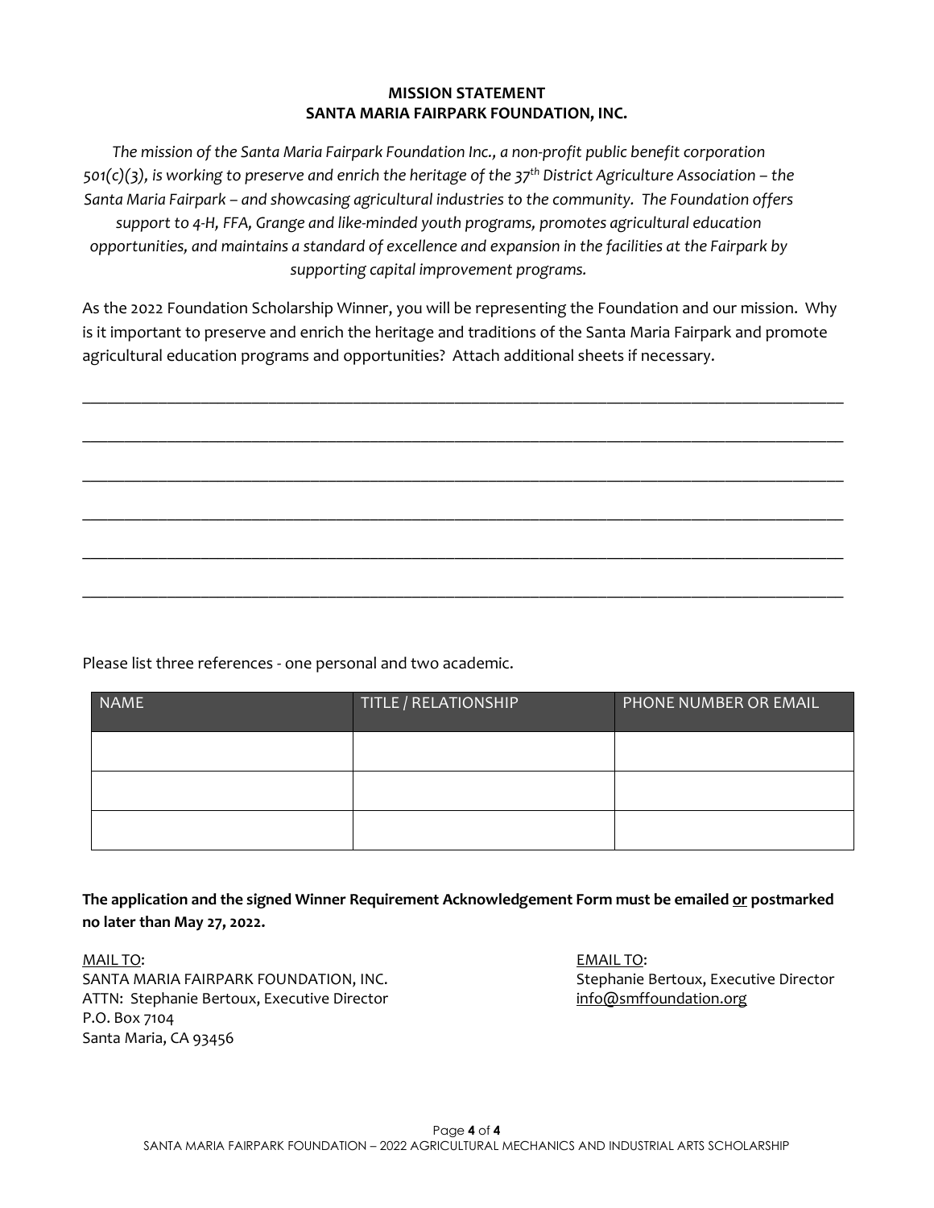**MISSION STATEMENT**
**SANTA MARIA FAIRPARK FOUNDATION, INC.**

*The mission of the Santa Maria Fairpark Foundation Inc., a non-profit public benefit corporation 501(c)(3), is working to preserve and enrich the heritage of the 37th District Agriculture Association – the Santa Maria Fairpark – and showcasing agricultural industries to the community. The Foundation offers support to 4-H, FFA, Grange and like-minded youth programs, promotes agricultural education opportunities, and maintains a standard of excellence and expansion in the facilities at the Fairpark by supporting capital improvement programs.*

As the 2022 Foundation Scholarship Winner, you will be representing the Foundation and our mission. Why is it important to preserve and enrich the heritage and traditions of the Santa Maria Fairpark and promote agricultural education programs and opportunities? Attach additional sheets if necessary.

______________________________________________________________________________

______________________________________________________________________________

______________________________________________________________________________

______________________________________________________________________________

______________________________________________________________________________

______________________________________________________________________________

Please list three references - one personal and two academic.

| NAME | TITLE / RELATIONSHIP | PHONE NUMBER OR EMAIL |
|---|---|---|
| | | |
| | | |
| | | |

**The application and the signed Winner Requirement Acknowledgement Form must be emailed or postmarked no later than May 27, 2022.**

MAIL TO:
SANTA MARIA FAIRPARK FOUNDATION, INC.
ATTN: Stephanie Bertoux, Executive Director
P.O. Box 7104
Santa Maria, CA 93456

EMAIL TO:
Stephanie Bertoux, Executive Director
info@smffoundation.org